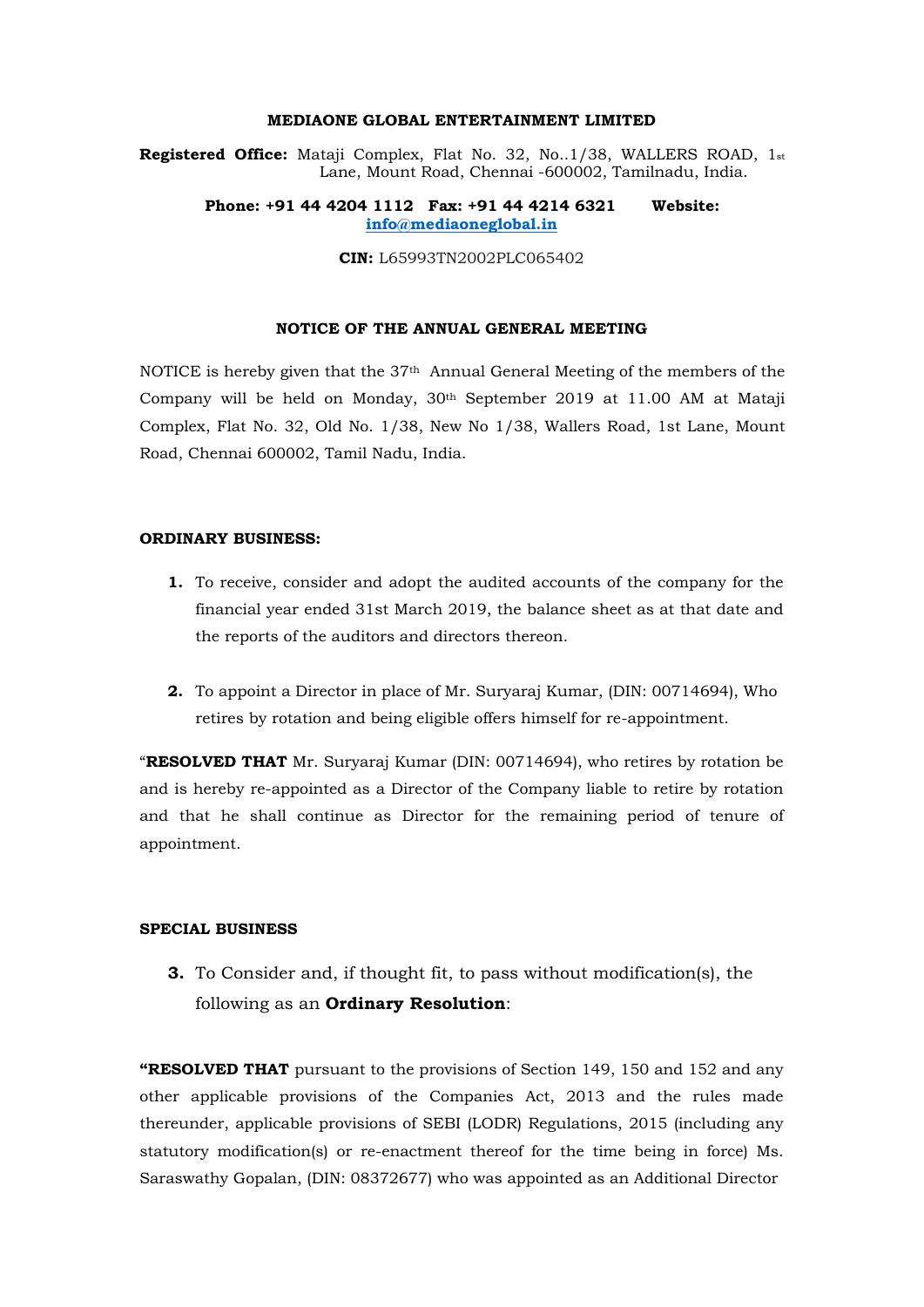**MEDIAONE GLOBAL ENTERTAINMENT LIMITED**

**Registered Office:** Mataji Complex, Flat No. 32, No..1/38, WALLERS ROAD, 1st Lane, Mount Road, Chennai -600002, Tamilnadu, India.

**Phone: +91 44 4204 1112 Fax: +91 44 4214 6321 Website: info@mediaoneglobal.in**

**CIN:** L65993TN2002PLC065402

**NOTICE OF THE ANNUAL GENERAL MEETING**

NOTICE is hereby given that the 37th Annual General Meeting of the members of the Company will be held on Monday, 30th September 2019 at 11.00 AM at Mataji Complex, Flat No. 32, Old No. 1/38, New No 1/38, Wallers Road, 1st Lane, Mount Road, Chennai 600002, Tamil Nadu, India.

**ORDINARY BUSINESS:**

1. To receive, consider and adopt the audited accounts of the company for the financial year ended 31st March 2019, the balance sheet as at that date and the reports of the auditors and directors thereon.

2. To appoint a Director in place of Mr. Suryaraj Kumar, (DIN: 00714694), Who retires by rotation and being eligible offers himself for re-appointment.

"**RESOLVED THAT** Mr. Suryaraj Kumar (DIN: 00714694), who retires by rotation be and is hereby re-appointed as a Director of the Company liable to retire by rotation and that he shall continue as Director for the remaining period of tenure of appointment.

**SPECIAL BUSINESS**

3. To Consider and, if thought fit, to pass without modification(s), the following as an **Ordinary Resolution**:

**"RESOLVED THAT** pursuant to the provisions of Section 149, 150 and 152 and any other applicable provisions of the Companies Act, 2013 and the rules made thereunder, applicable provisions of SEBI (LODR) Regulations, 2015 (including any statutory modification(s) or re-enactment thereof for the time being in force) Ms. Saraswathy Gopalan, (DIN: 08372677) who was appointed as an Additional Director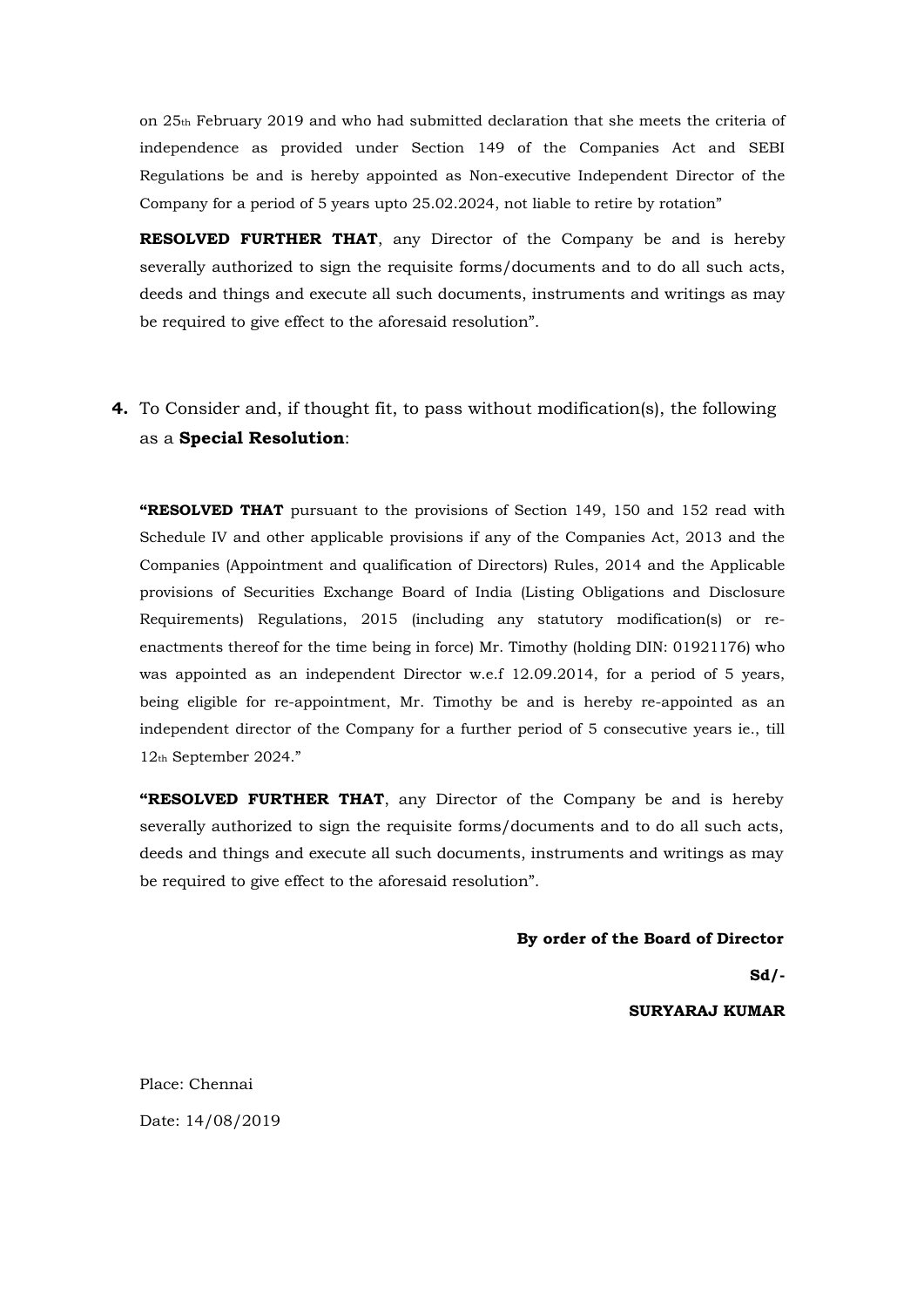on 25th February 2019 and who had submitted declaration that she meets the criteria of independence as provided under Section 149 of the Companies Act and SEBI Regulations be and is hereby appointed as Non-executive Independent Director of the Company for a period of 5 years upto 25.02.2024, not liable to retire by rotation"

**RESOLVED FURTHER THAT**, any Director of the Company be and is hereby severally authorized to sign the requisite forms/documents and to do all such acts, deeds and things and execute all such documents, instruments and writings as may be required to give effect to the aforesaid resolution".

**4.** To Consider and, if thought fit, to pass without modification(s), the following as a **Special Resolution**:

**"RESOLVED THAT** pursuant to the provisions of Section 149, 150 and 152 read with Schedule IV and other applicable provisions if any of the Companies Act, 2013 and the Companies (Appointment and qualification of Directors) Rules, 2014 and the Applicable provisions of Securities Exchange Board of India (Listing Obligations and Disclosure Requirements) Regulations, 2015 (including any statutory modification(s) or re-enactments thereof for the time being in force) Mr. Timothy (holding DIN: 01921176) who was appointed as an independent Director w.e.f 12.09.2014, for a period of 5 years, being eligible for re-appointment, Mr. Timothy be and is hereby re-appointed as an independent director of the Company for a further period of 5 consecutive years ie., till 12th September 2024."

**"RESOLVED FURTHER THAT**, any Director of the Company be and is hereby severally authorized to sign the requisite forms/documents and to do all such acts, deeds and things and execute all such documents, instruments and writings as may be required to give effect to the aforesaid resolution".

**By order of the Board of Director**

**Sd/-**

**SURYARAJ KUMAR**

Place: Chennai

Date: 14/08/2019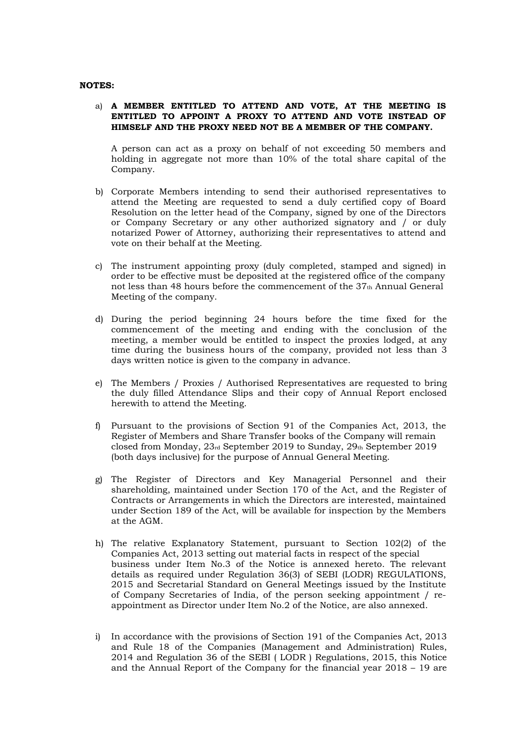**NOTES:**

a) **A MEMBER ENTITLED TO ATTEND AND VOTE, AT THE MEETING IS ENTITLED TO APPOINT A PROXY TO ATTEND AND VOTE INSTEAD OF HIMSELF AND THE PROXY NEED NOT BE A MEMBER OF THE COMPANY.**

A person can act as a proxy on behalf of not exceeding 50 members and holding in aggregate not more than 10% of the total share capital of the Company.

b) Corporate Members intending to send their authorised representatives to attend the Meeting are requested to send a duly certified copy of Board Resolution on the letter head of the Company, signed by one of the Directors or Company Secretary or any other authorized signatory and / or duly notarized Power of Attorney, authorizing their representatives to attend and vote on their behalf at the Meeting.

c) The instrument appointing proxy (duly completed, stamped and signed) in order to be effective must be deposited at the registered office of the company not less than 48 hours before the commencement of the 37th Annual General Meeting of the company.

d) During the period beginning 24 hours before the time fixed for the commencement of the meeting and ending with the conclusion of the meeting, a member would be entitled to inspect the proxies lodged, at any time during the business hours of the company, provided not less than 3 days written notice is given to the company in advance.

e) The Members / Proxies / Authorised Representatives are requested to bring the duly filled Attendance Slips and their copy of Annual Report enclosed herewith to attend the Meeting.

f) Pursuant to the provisions of Section 91 of the Companies Act, 2013, the Register of Members and Share Transfer books of the Company will remain closed from Monday, 23rd September 2019 to Sunday, 29th September 2019 (both days inclusive) for the purpose of Annual General Meeting.

g) The Register of Directors and Key Managerial Personnel and their shareholding, maintained under Section 170 of the Act, and the Register of Contracts or Arrangements in which the Directors are interested, maintained under Section 189 of the Act, will be available for inspection by the Members at the AGM.

h) The relative Explanatory Statement, pursuant to Section 102(2) of the Companies Act, 2013 setting out material facts in respect of the special business under Item No.3 of the Notice is annexed hereto. The relevant details as required under Regulation 36(3) of SEBI (LODR) REGULATIONS, 2015 and Secretarial Standard on General Meetings issued by the Institute of Company Secretaries of India, of the person seeking appointment / re-appointment as Director under Item No.2 of the Notice, are also annexed.

i) In accordance with the provisions of Section 191 of the Companies Act, 2013 and Rule 18 of the Companies (Management and Administration) Rules, 2014 and Regulation 36 of the SEBI ( LODR ) Regulations, 2015, this Notice and the Annual Report of the Company for the financial year 2018 – 19 are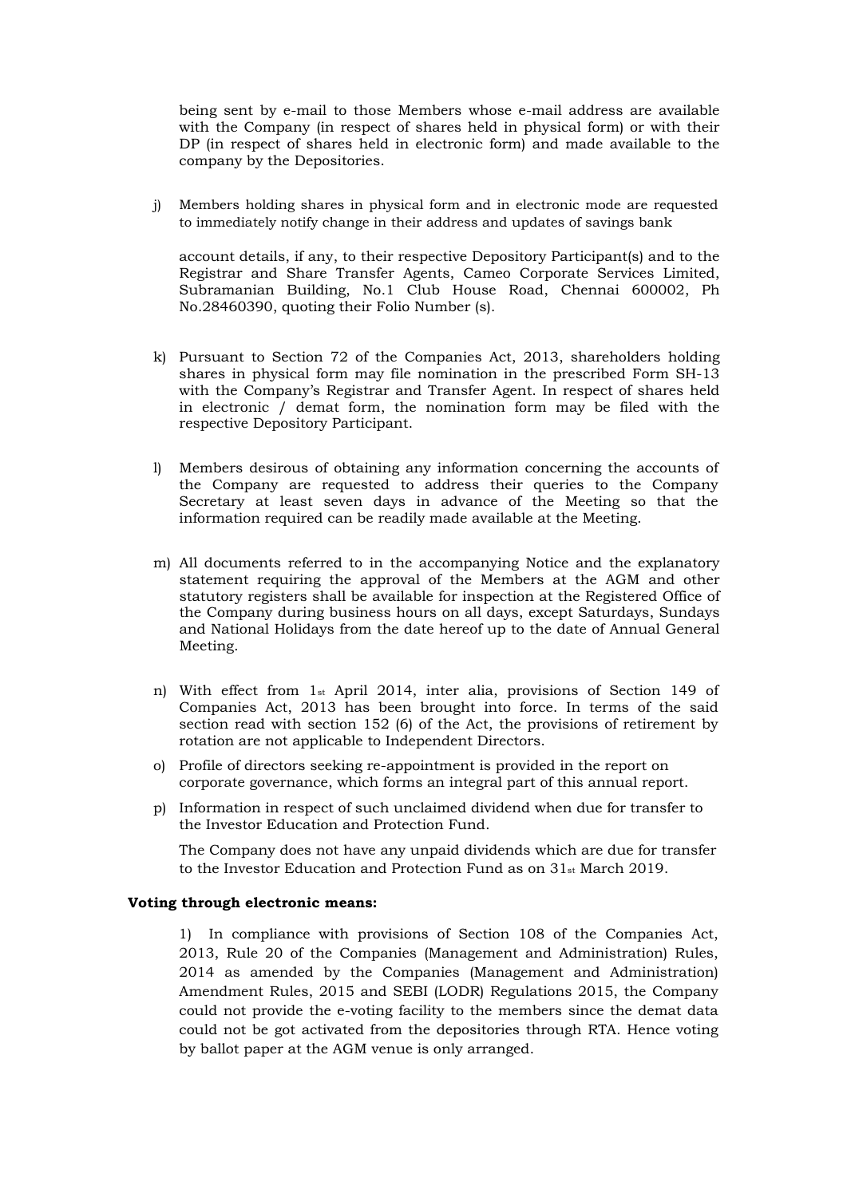being sent by e-mail to those Members whose e-mail address are available with the Company (in respect of shares held in physical form) or with their DP (in respect of shares held in electronic form) and made available to the company by the Depositories.

j) Members holding shares in physical form and in electronic mode are requested to immediately notify change in their address and updates of savings bank account details, if any, to their respective Depository Participant(s) and to the Registrar and Share Transfer Agents, Cameo Corporate Services Limited, Subramanian Building, No.1 Club House Road, Chennai 600002, Ph No.28460390, quoting their Folio Number (s).

k) Pursuant to Section 72 of the Companies Act, 2013, shareholders holding shares in physical form may file nomination in the prescribed Form SH-13 with the Company's Registrar and Transfer Agent. In respect of shares held in electronic / demat form, the nomination form may be filed with the respective Depository Participant.

l) Members desirous of obtaining any information concerning the accounts of the Company are requested to address their queries to the Company Secretary at least seven days in advance of the Meeting so that the information required can be readily made available at the Meeting.

m) All documents referred to in the accompanying Notice and the explanatory statement requiring the approval of the Members at the AGM and other statutory registers shall be available for inspection at the Registered Office of the Company during business hours on all days, except Saturdays, Sundays and National Holidays from the date hereof up to the date of Annual General Meeting.

n) With effect from 1st April 2014, inter alia, provisions of Section 149 of Companies Act, 2013 has been brought into force. In terms of the said section read with section 152 (6) of the Act, the provisions of retirement by rotation are not applicable to Independent Directors.

o) Profile of directors seeking re-appointment is provided in the report on corporate governance, which forms an integral part of this annual report.

p) Information in respect of such unclaimed dividend when due for transfer to the Investor Education and Protection Fund.

The Company does not have any unpaid dividends which are due for transfer to the Investor Education and Protection Fund as on 31st March 2019.

**Voting through electronic means:**

1) In compliance with provisions of Section 108 of the Companies Act, 2013, Rule 20 of the Companies (Management and Administration) Rules, 2014 as amended by the Companies (Management and Administration) Amendment Rules, 2015 and SEBI (LODR) Regulations 2015, the Company could not provide the e-voting facility to the members since the demat data could not be got activated from the depositories through RTA. Hence voting by ballot paper at the AGM venue is only arranged.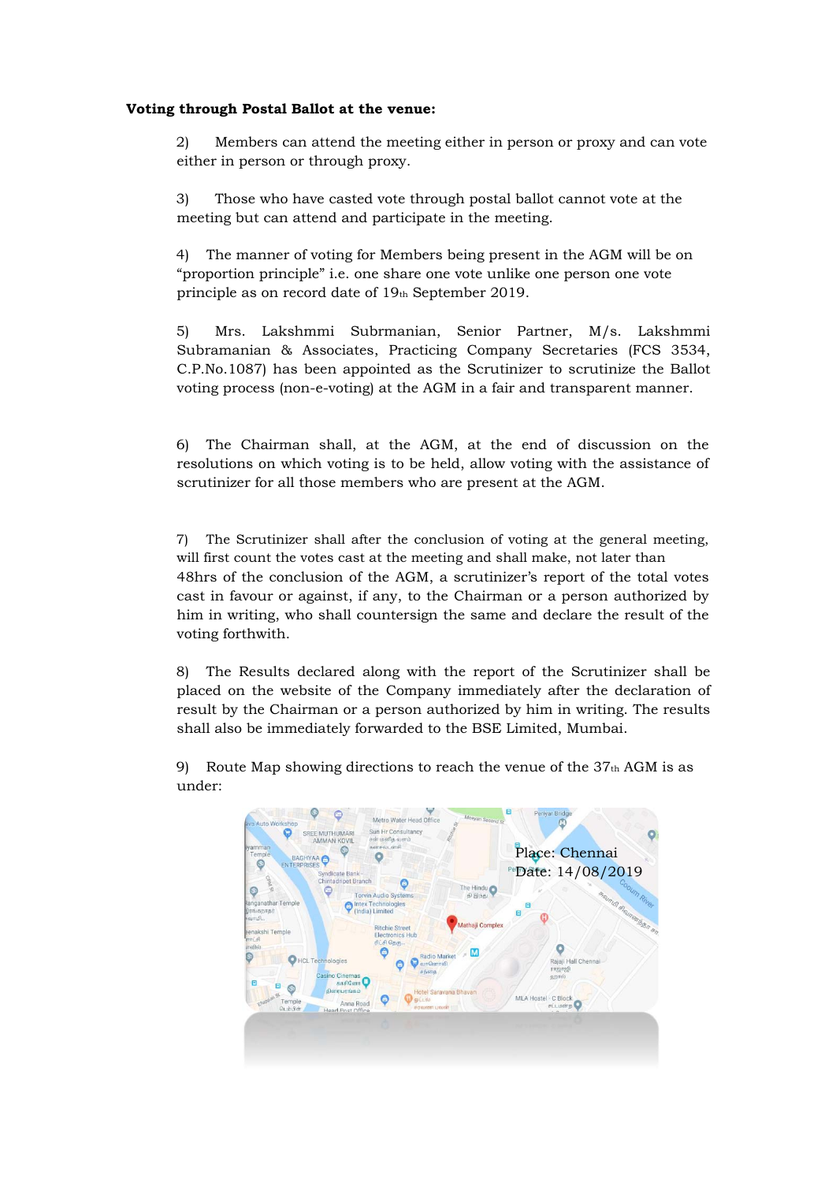**Voting through Postal Ballot at the venue:**

2) Members can attend the meeting either in person or proxy and can vote either in person or through proxy.

3) Those who have casted vote through postal ballot cannot vote at the meeting but can attend and participate in the meeting.

4) The manner of voting for Members being present in the AGM will be on “proportion principle” i.e. one share one vote unlike one person one vote principle as on record date of 19th September 2019.

5) Mrs. Lakshmmi Subrmanian, Senior Partner, M/s. Lakshmmi Subramanian & Associates, Practicing Company Secretaries (FCS 3534, C.P.No.1087) has been appointed as the Scrutinizer to scrutinize the Ballot voting process (non-e-voting) at the AGM in a fair and transparent manner.

6) The Chairman shall, at the AGM, at the end of discussion on the resolutions on which voting is to be held, allow voting with the assistance of scrutinizer for all those members who are present at the AGM.

7) The Scrutinizer shall after the conclusion of voting at the general meeting, will first count the votes cast at the meeting and shall make, not later than 48hrs of the conclusion of the AGM, a scrutinizer's report of the total votes cast in favour or against, if any, to the Chairman or a person authorized by him in writing, who shall countersign the same and declare the result of the voting forthwith.

8) The Results declared along with the report of the Scrutinizer shall be placed on the website of the Company immediately after the declaration of result by the Chairman or a person authorized by him in writing. The results shall also be immediately forwarded to the BSE Limited, Mumbai.

9) Route Map showing directions to reach the venue of the 37th AGM is as under:

Place: Chennai
Date: 14/08/2019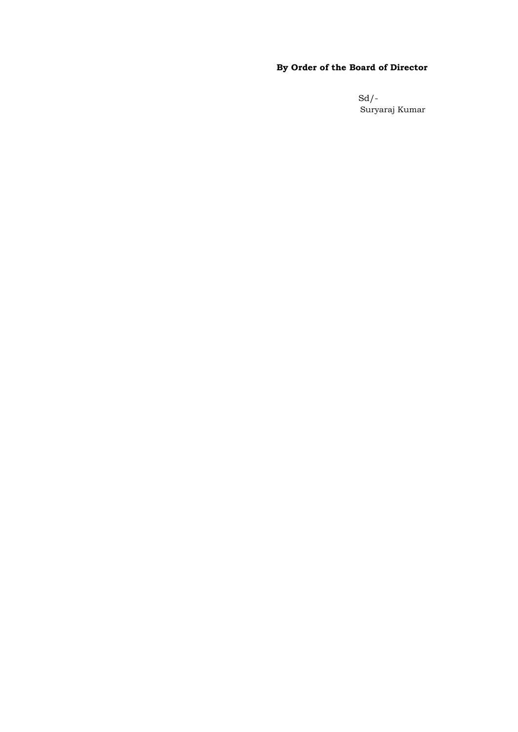**By Order of the Board of Director**

Sd/-
Suryaraj Kumar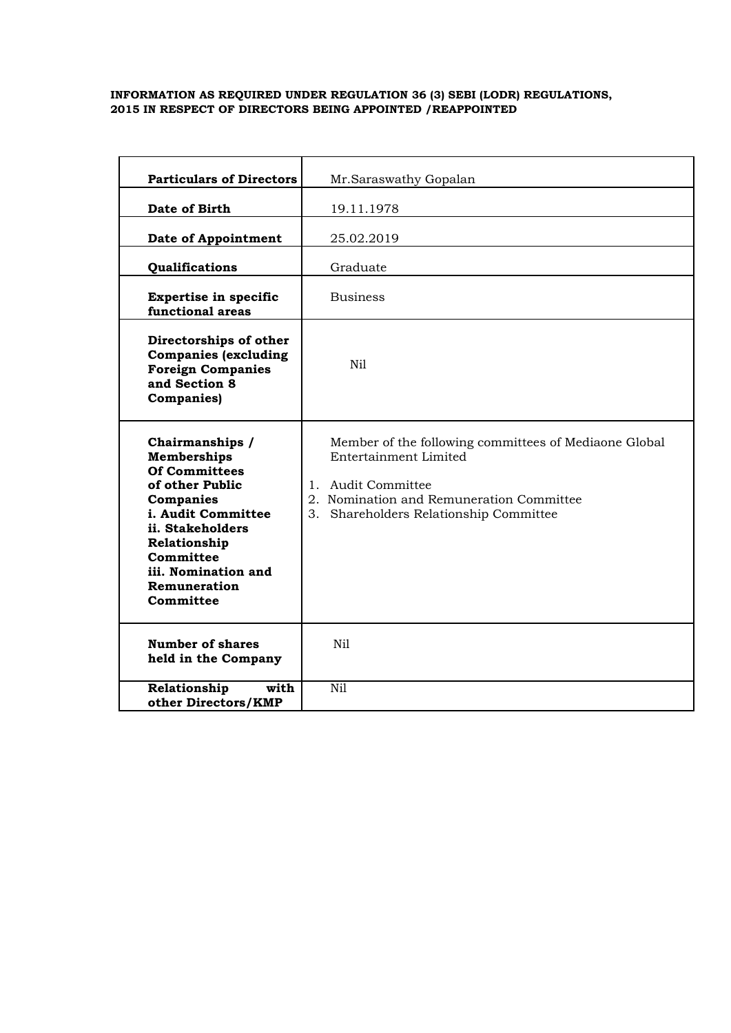**INFORMATION AS REQUIRED UNDER REGULATION 36 (3) SEBI (LODR) REGULATIONS, 2015 IN RESPECT OF DIRECTORS BEING APPOINTED /REAPPOINTED**

| **Particulars of Directors** | Mr.Saraswathy Gopalan |
|---|---|
| **Date of Birth** | 19.11.1978 |
| **Date of Appointment** | 25.02.2019 |
| **Qualifications** | Graduate |
| **Expertise in specific functional areas** | Business |
| **Directorships of other Companies (excluding Foreign Companies and Section 8 Companies)** | Nil |
| **Chairmanships / Memberships Of Committees of other Public Companies i. Audit Committee ii. Stakeholders Relationship Committee iii. Nomination and Remuneration Committee** | Member of the following committees of Mediaone Global Entertainment Limited<br>1. Audit Committee<br>2. Nomination and Remuneration Committee<br>3. Shareholders Relationship Committee |
| **Number of shares held in the Company** | Nil |
| **Relationship with other Directors/KMP** | Nil |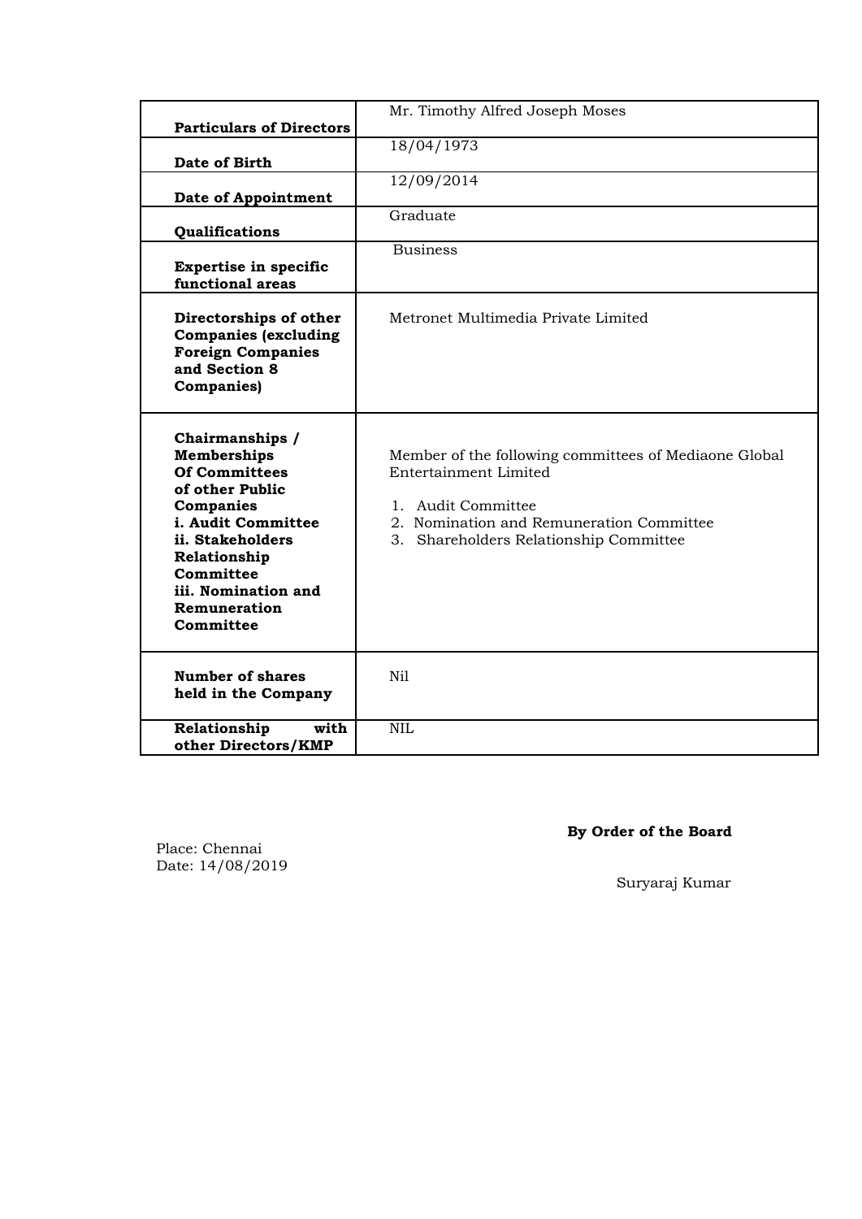| **Particulars of Directors** | Mr. Timothy Alfred Joseph Moses |
|---|---|
| **Date of Birth** | 18/04/1973 |
| **Date of Appointment** | 12/09/2014 |
| **Qualifications** | Graduate |
| **Expertise in specific functional areas** | Business |
| **Directorships of other Companies (excluding Foreign Companies and Section 8 Companies)** | Metronet Multimedia Private Limited |
| **Chairmanships / Memberships Of Committees of other Public Companies i. Audit Committee ii. Stakeholders Relationship Committee iii. Nomination and Remuneration Committee** | Member of the following committees of Mediaone Global Entertainment Limited<br><br>1. Audit Committee<br>2. Nomination and Remuneration Committee<br>3. Shareholders Relationship Committee |
| **Number of shares held in the Company** | Nil |
| **Relationship with other Directors/KMP** | NIL |

**By Order of the Board**

Place: Chennai
Date: 14/08/2019

Suryaraj Kumar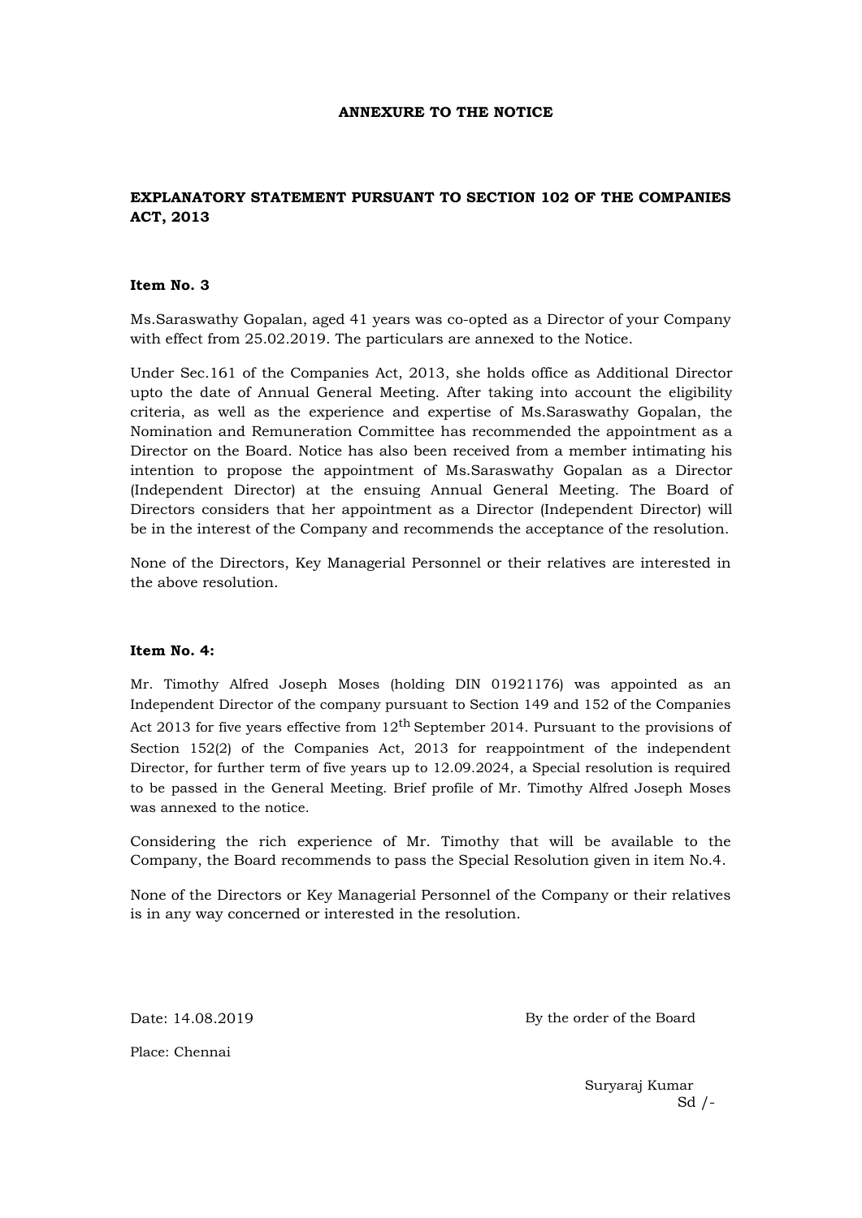**ANNEXURE TO THE NOTICE**

**EXPLANATORY STATEMENT PURSUANT TO SECTION 102 OF THE COMPANIES ACT, 2013**

**Item No. 3**

Ms.Saraswathy Gopalan, aged 41 years was co-opted as a Director of your Company with effect from 25.02.2019. The particulars are annexed to the Notice.

Under Sec.161 of the Companies Act, 2013, she holds office as Additional Director upto the date of Annual General Meeting. After taking into account the eligibility criteria, as well as the experience and expertise of Ms.Saraswathy Gopalan, the Nomination and Remuneration Committee has recommended the appointment as a Director on the Board. Notice has also been received from a member intimating his intention to propose the appointment of Ms.Saraswathy Gopalan as a Director (Independent Director) at the ensuing Annual General Meeting. The Board of Directors considers that her appointment as a Director (Independent Director) will be in the interest of the Company and recommends the acceptance of the resolution.

None of the Directors, Key Managerial Personnel or their relatives are interested in the above resolution.

**Item No. 4:**

Mr. Timothy Alfred Joseph Moses (holding DIN 01921176) was appointed as an Independent Director of the company pursuant to Section 149 and 152 of the Companies Act 2013 for five years effective from 12th September 2014. Pursuant to the provisions of Section 152(2) of the Companies Act, 2013 for reappointment of the independent Director, for further term of five years up to 12.09.2024, a Special resolution is required to be passed in the General Meeting. Brief profile of Mr. Timothy Alfred Joseph Moses was annexed to the notice.

Considering the rich experience of Mr. Timothy that will be available to the Company, the Board recommends to pass the Special Resolution given in item No.4.

None of the Directors or Key Managerial Personnel of the Company or their relatives is in any way concerned or interested in the resolution.

Date: 14.08.2019

Place: Chennai

By the order of the Board

Suryaraj Kumar

Sd /-